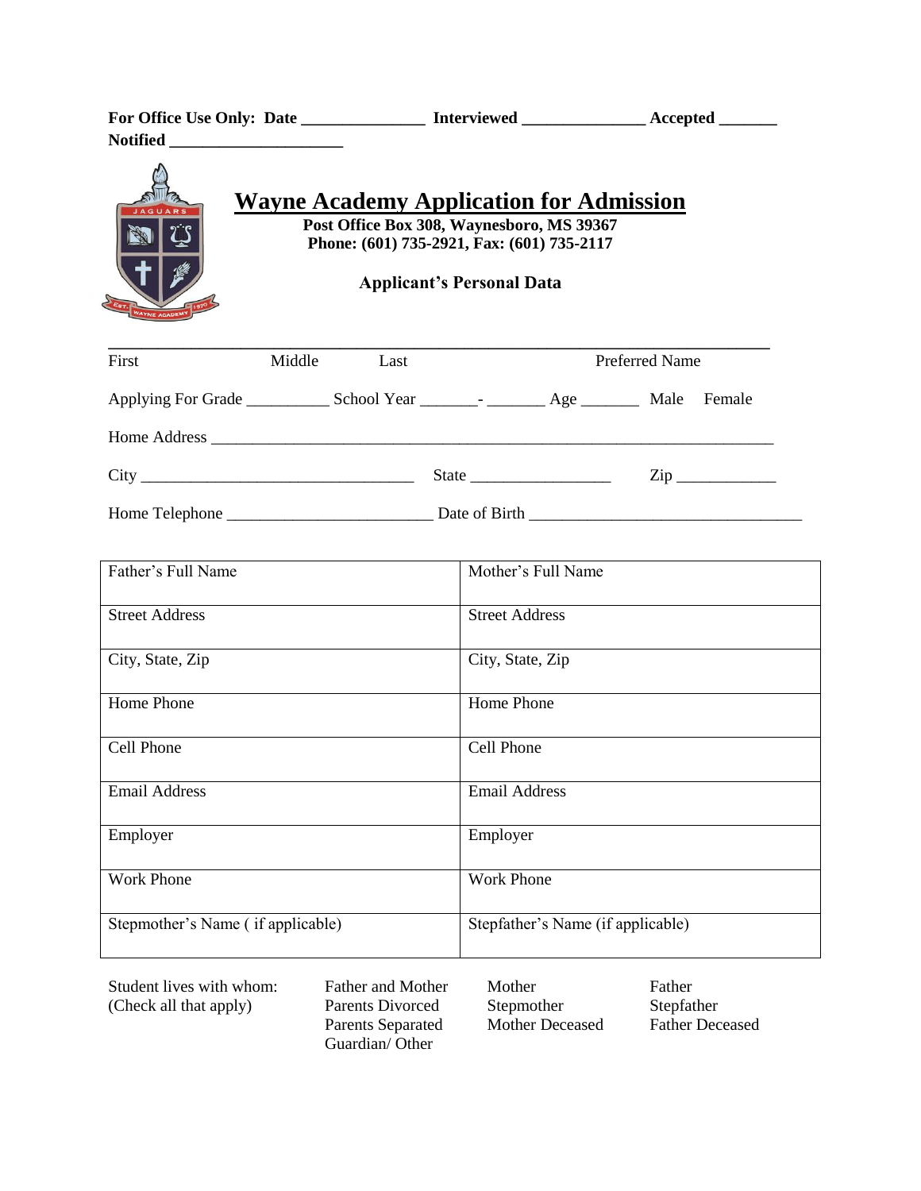**For Office Use Only: Date _______________ Interviewed _______________ Accepted _______**
**Notified _____________________**

# Wayne Academy Application for Admission

**Post Office Box 308, Waynesboro, MS 39367**
**Phone: (601) 735-2921, Fax: (601) 735-2117**

**Applicant's Personal Data**

_____________________________________________________________________________

First Middle Last Preferred Name

Applying For Grade __________ School Year _______- _______ Age _______ Male Female

Home Address _______________________________________________________________________

City __________________________________ State _________________ Zip ____________

Home Telephone ________________________ Date of Birth ________________________________

| Father's Full Name | Mother's Full Name |
|---|---|
| Street Address | Street Address |
| City, State, Zip | City, State, Zip |
| Home Phone | Home Phone |
| Cell Phone | Cell Phone |
| Email Address | Email Address |
| Employer | Employer |
| Work Phone | Work Phone |
| Stepmother's Name ( if applicable) | Stepfather's Name (if applicable) |

Student lives with whom:
(Check all that apply)

- Father and Mother
- Parents Divorced
- Parents Separated
- Guardian/ Other
- Mother
- Stepmother
- Mother Deceased
- Father
- Stepfather
- Father Deceased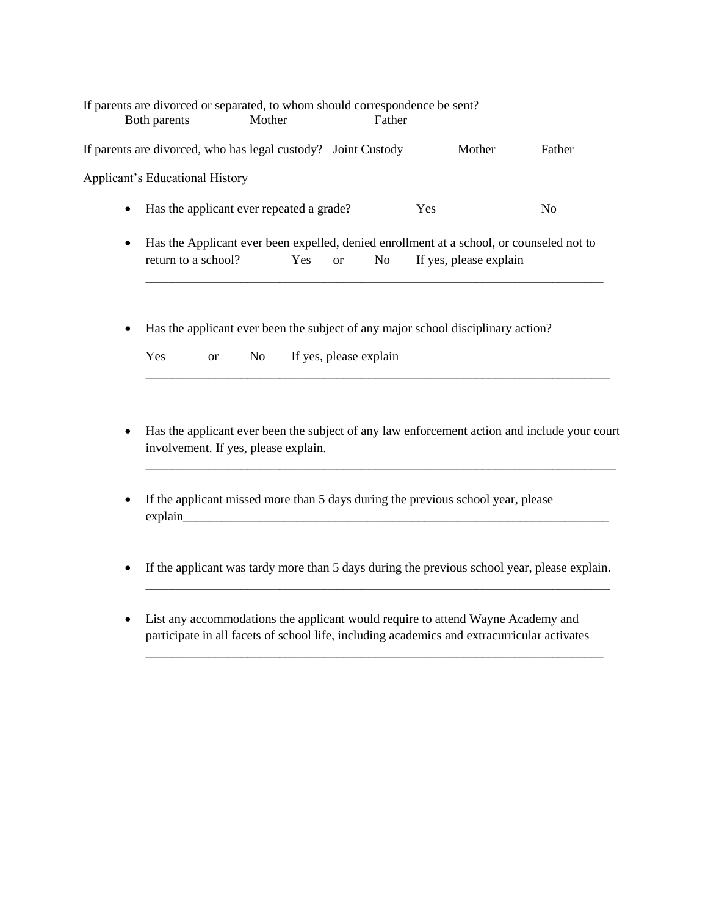If parents are divorced or separated, to whom should correspondence be sent?
Both parents Mother Father

If parents are divorced, who has legal custody? Joint Custody Mother Father

Applicant's Educational History

- Has the applicant ever repeated a grade? Yes No

- Has the Applicant ever been expelled, denied enrollment at a school, or counseled not to return to a school? Yes or No If yes, please explain
______________________________________________________________________________

- Has the applicant ever been the subject of any major school disciplinary action?

  Yes or No If yes, please explain
  ______________________________________________________________________________

- Has the applicant ever been the subject of any law enforcement action and include your court involvement. If yes, please explain.
______________________________________________________________________________

- If the applicant missed more than 5 days during the previous school year, please explain________________________________________________________________________

- If the applicant was tardy more than 5 days during the previous school year, please explain.
______________________________________________________________________________

- List any accommodations the applicant would require to attend Wayne Academy and participate in all facets of school life, including academics and extracurricular activates
______________________________________________________________________________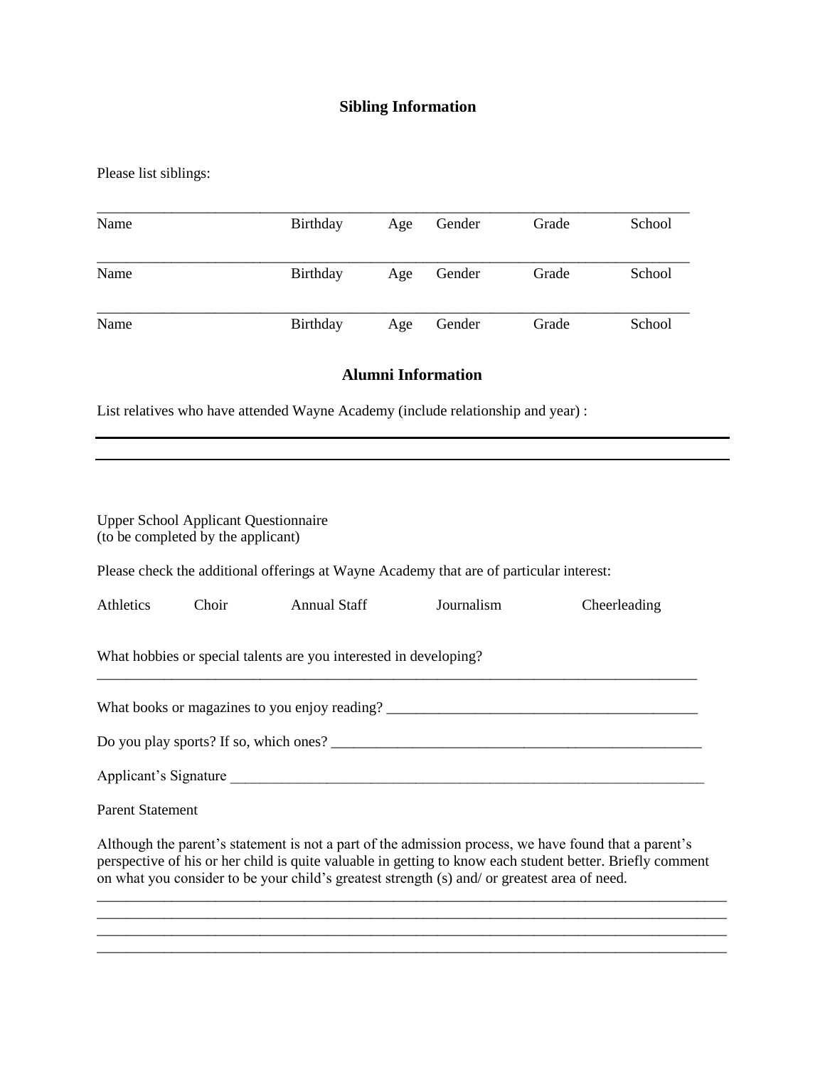## Sibling Information

Please list siblings:

| Name | Birthday | Age | Gender | Grade | School |
|---|---|---|---|---|---|
| | | | | | |
| | | | | | |
| | | | | | |

## Alumni Information

List relatives who have attended Wayne Academy (include relationship and year) :

______________________________________________________________________________

______________________________________________________________________________

Upper School Applicant Questionnaire
(to be completed by the applicant)

Please check the additional offerings at Wayne Academy that are of particular interest:

Athletics    Choir    Annual Staff    Journalism    Cheerleading

What hobbies or special talents are you interested in developing?

______________________________________________________________________________

What books or magazines to you enjoy reading? ___________________________________________

Do you play sports? If so, which ones? _____________________________________________________

Applicant's Signature ________________________________________________________________

Parent Statement

Although the parent's statement is not a part of the admission process, we have found that a parent's perspective of his or her child is quite valuable in getting to know each student better. Briefly comment on what you consider to be your child's greatest strength (s) and/ or greatest area of need.

______________________________________________________________________________

______________________________________________________________________________

______________________________________________________________________________

______________________________________________________________________________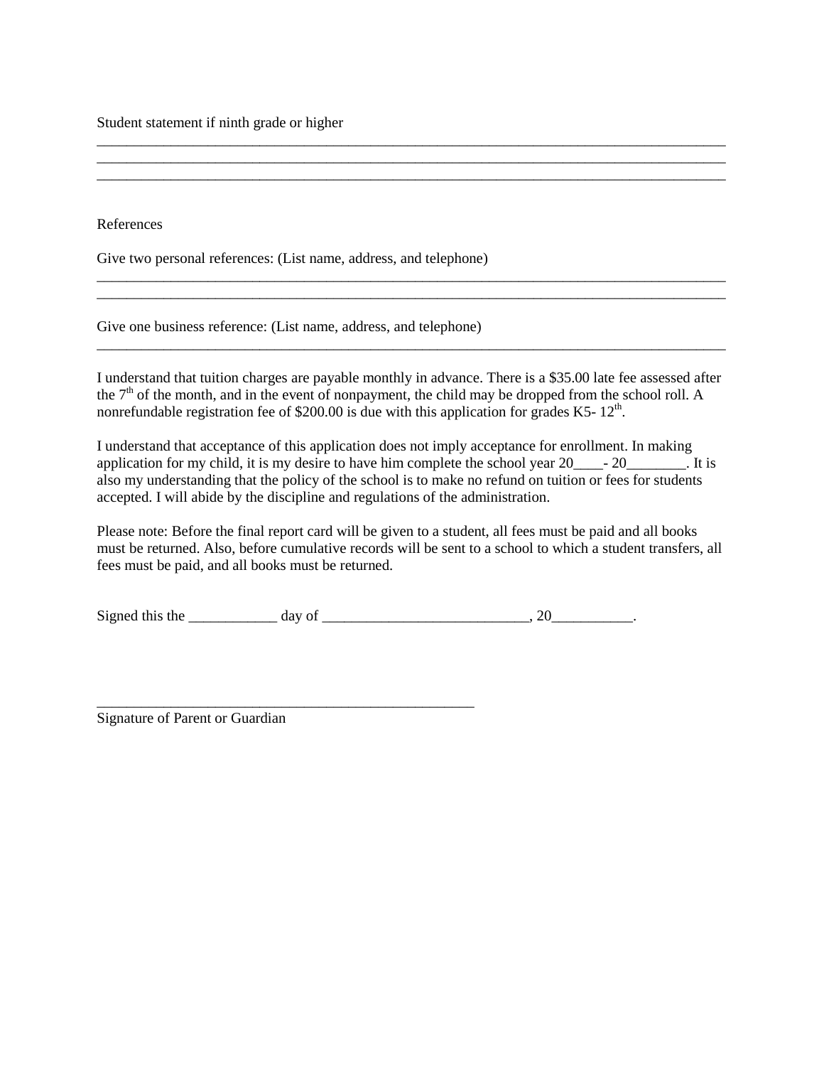Student statement if ninth grade or higher

_____________________________________________________________________________________
_____________________________________________________________________________________
_____________________________________________________________________________________

References

Give two personal references: (List name, address, and telephone)

_____________________________________________________________________________________
_____________________________________________________________________________________

Give one business reference: (List name, address, and telephone)

_____________________________________________________________________________________

I understand that tuition charges are payable monthly in advance. There is a $35.00 late fee assessed after the 7th of the month, and in the event of nonpayment, the child may be dropped from the school roll. A nonrefundable registration fee of $200.00 is due with this application for grades K5- 12th.

I understand that acceptance of this application does not imply acceptance for enrollment. In making application for my child, it is my desire to have him complete the school year 20____- 20________. It is also my understanding that the policy of the school is to make no refund on tuition or fees for students accepted. I will abide by the discipline and regulations of the administration.

Please note: Before the final report card will be given to a student, all fees must be paid and all books must be returned. Also, before cumulative records will be sent to a school to which a student transfers, all fees must be paid, and all books must be returned.

Signed this the ____________ day of ____________________________, 20___________.

_____________________________________________________
Signature of Parent or Guardian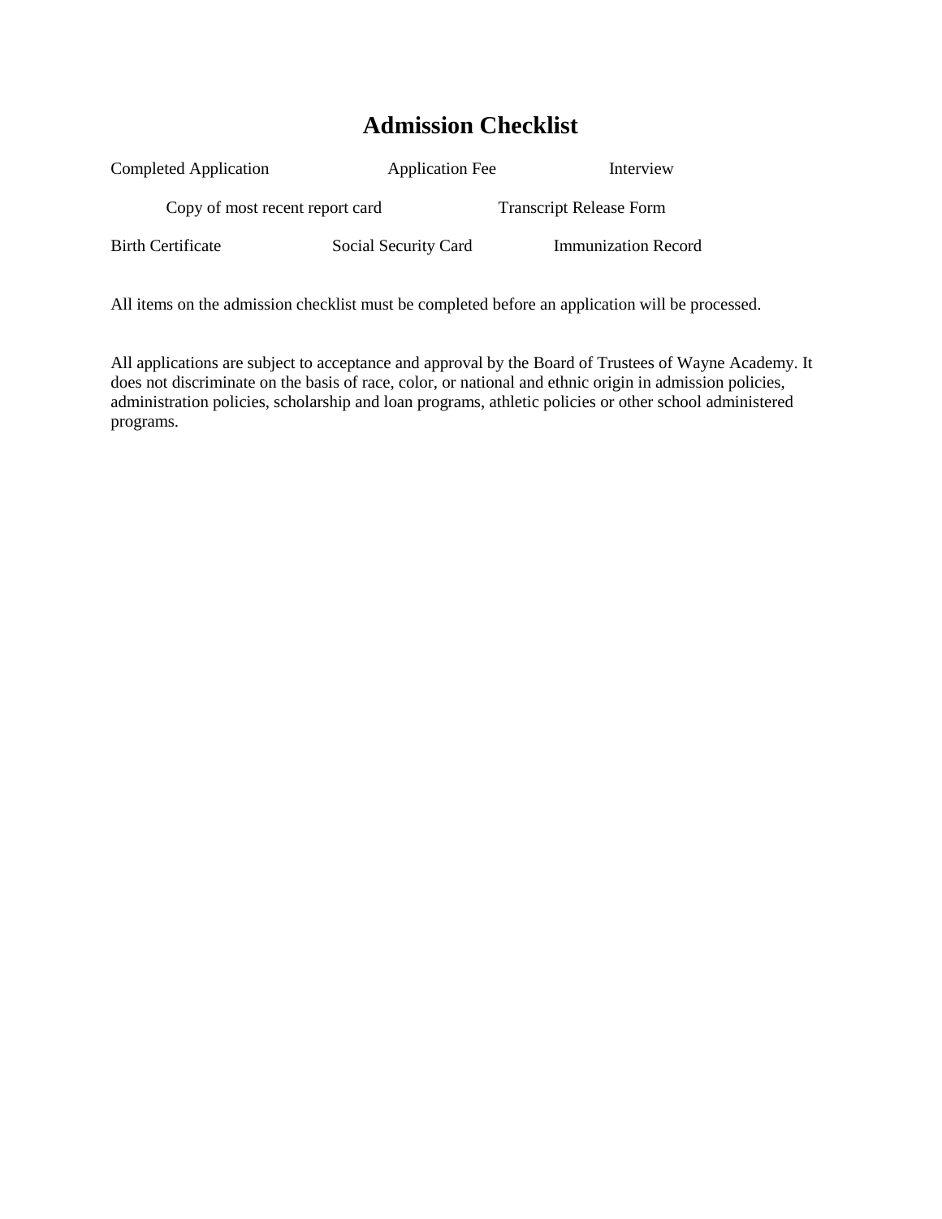# Admission Checklist

Completed Application    Application Fee    Interview

Copy of most recent report card    Transcript Release Form

Birth Certificate    Social Security Card    Immunization Record

All items on the admission checklist must be completed before an application will be processed.

All applications are subject to acceptance and approval by the Board of Trustees of Wayne Academy. It does not discriminate on the basis of race, color, or national and ethnic origin in admission policies, administration policies, scholarship and loan programs, athletic policies or other school administered programs.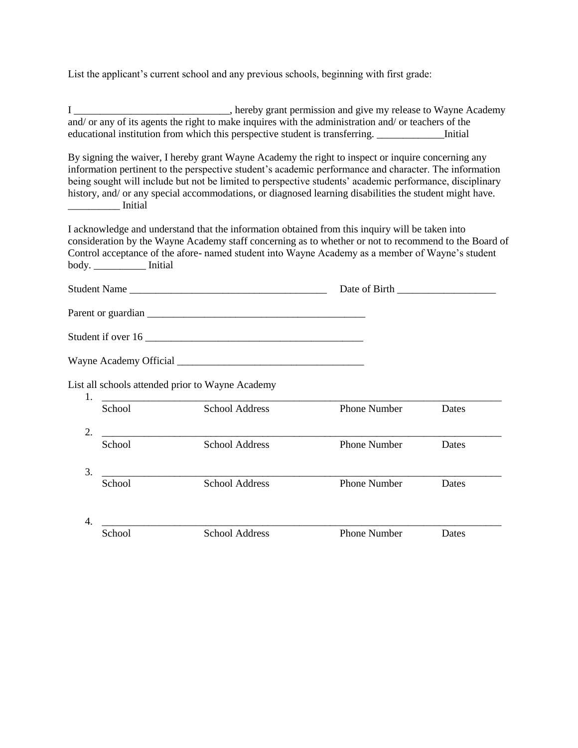List the applicant's current school and any previous schools, beginning with first grade:

I ______________________________, hereby grant permission and give my release to Wayne Academy and/ or any of its agents the right to make inquires with the administration and/ or teachers of the educational institution from which this perspective student is transferring. _____________Initial

By signing the waiver, I hereby grant Wayne Academy the right to inspect or inquire concerning any information pertinent to the perspective student's academic performance and character. The information being sought will include but not be limited to perspective students' academic performance, disciplinary history, and/ or any special accommodations, or diagnosed learning disabilities the student might have. __________ Initial

I acknowledge and understand that the information obtained from this inquiry will be taken into consideration by the Wayne Academy staff concerning as to whether or not to recommend to the Board of Control acceptance of the afore- named student into Wayne Academy as a member of Wayne's student body. __________ Initial

Student Name ______________________________________ Date of Birth ___________________

Parent or guardian ___________________________________________

Student if over 16 __________________________________________

Wayne Academy Official ____________________________________

List all schools attended prior to Wayne Academy

1. ____________________________________________________________________________
   School　　School Address　　Phone Number　　Dates

2. ____________________________________________________________________________
   School　　School Address　　Phone Number　　Dates

3. ____________________________________________________________________________
   School　　School Address　　Phone Number　　Dates

4. ____________________________________________________________________________
   School　　School Address　　Phone Number　　Dates